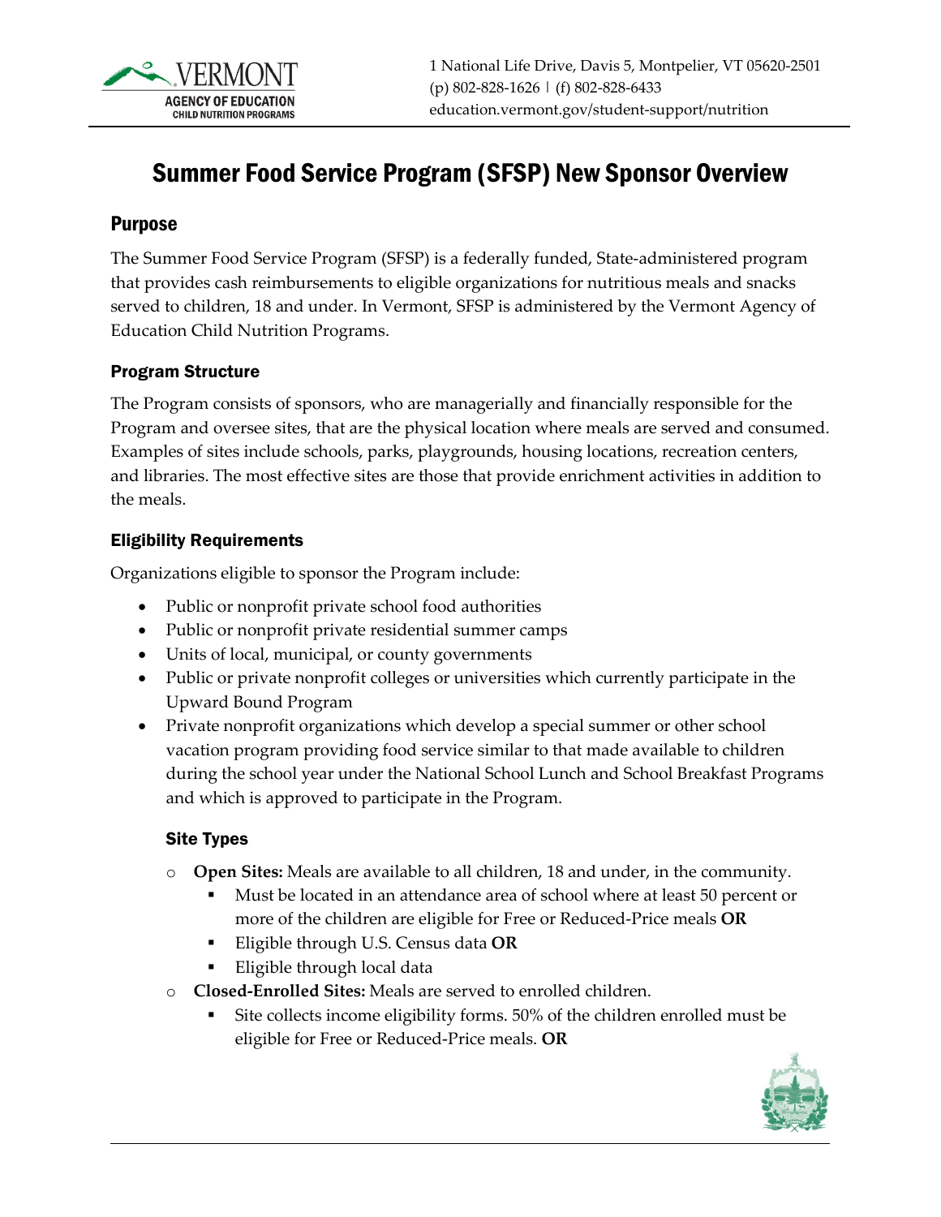1 National Life Drive, Davis 5, Montpelier, VT 05620-2501
(p) 802-828-1626 | (f) 802-828-6433
education.vermont.gov/student-support/nutrition

# Summer Food Service Program (SFSP) New Sponsor Overview

## Purpose

The Summer Food Service Program (SFSP) is a federally funded, State-administered program that provides cash reimbursements to eligible organizations for nutritious meals and snacks served to children, 18 and under. In Vermont, SFSP is administered by the Vermont Agency of Education Child Nutrition Programs.

### Program Structure

The Program consists of sponsors, who are managerially and financially responsible for the Program and oversee sites, that are the physical location where meals are served and consumed. Examples of sites include schools, parks, playgrounds, housing locations, recreation centers, and libraries. The most effective sites are those that provide enrichment activities in addition to the meals.

### Eligibility Requirements

Organizations eligible to sponsor the Program include:

- Public or nonprofit private school food authorities
- Public or nonprofit private residential summer camps
- Units of local, municipal, or county governments
- Public or private nonprofit colleges or universities which currently participate in the Upward Bound Program
- Private nonprofit organizations which develop a special summer or other school vacation program providing food service similar to that made available to children during the school year under the National School Lunch and School Breakfast Programs and which is approved to participate in the Program.

#### Site Types

- **Open Sites:** Meals are available to all children, 18 and under, in the community.
  - Must be located in an attendance area of school where at least 50 percent or more of the children are eligible for Free or Reduced-Price meals **OR**
  - Eligible through U.S. Census data **OR**
  - Eligible through local data
- **Closed-Enrolled Sites:** Meals are served to enrolled children.
  - Site collects income eligibility forms. 50% of the children enrolled must be eligible for Free or Reduced-Price meals. **OR**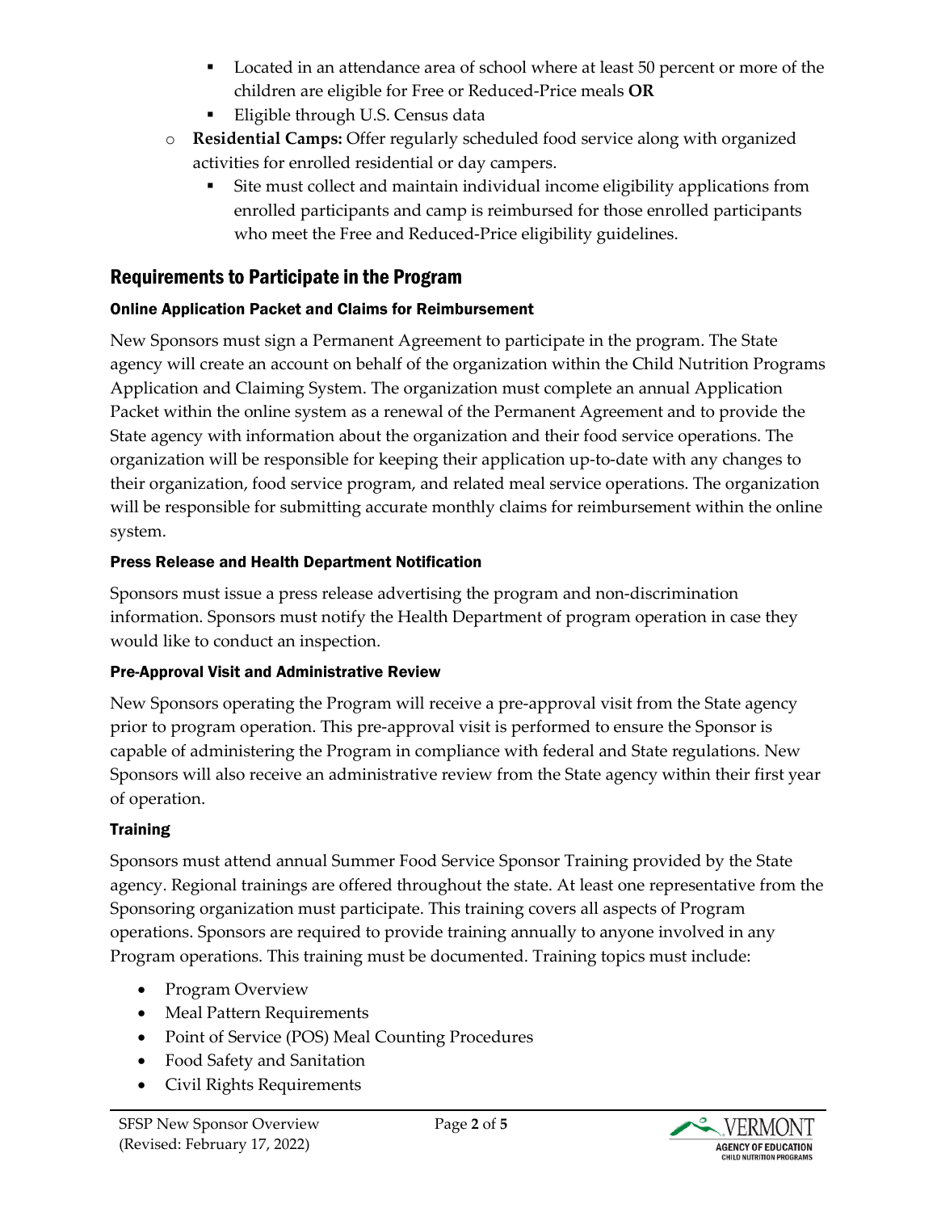- Located in an attendance area of school where at least 50 percent or more of the children are eligible for Free or Reduced-Price meals **OR**
    - Eligible through U.S. Census data
  - **Residential Camps:** Offer regularly scheduled food service along with organized activities for enrolled residential or day campers.
    - Site must collect and maintain individual income eligibility applications from enrolled participants and camp is reimbursed for those enrolled participants who meet the Free and Reduced-Price eligibility guidelines.

## Requirements to Participate in the Program

### Online Application Packet and Claims for Reimbursement

New Sponsors must sign a Permanent Agreement to participate in the program. The State agency will create an account on behalf of the organization within the Child Nutrition Programs Application and Claiming System. The organization must complete an annual Application Packet within the online system as a renewal of the Permanent Agreement and to provide the State agency with information about the organization and their food service operations. The organization will be responsible for keeping their application up-to-date with any changes to their organization, food service program, and related meal service operations. The organization will be responsible for submitting accurate monthly claims for reimbursement within the online system.

### Press Release and Health Department Notification

Sponsors must issue a press release advertising the program and non-discrimination information. Sponsors must notify the Health Department of program operation in case they would like to conduct an inspection.

### Pre-Approval Visit and Administrative Review

New Sponsors operating the Program will receive a pre-approval visit from the State agency prior to program operation. This pre-approval visit is performed to ensure the Sponsor is capable of administering the Program in compliance with federal and State regulations. New Sponsors will also receive an administrative review from the State agency within their first year of operation.

### Training

Sponsors must attend annual Summer Food Service Sponsor Training provided by the State agency. Regional trainings are offered throughout the state. At least one representative from the Sponsoring organization must participate. This training covers all aspects of Program operations. Sponsors are required to provide training annually to anyone involved in any Program operations. This training must be documented. Training topics must include:

- Program Overview
- Meal Pattern Requirements
- Point of Service (POS) Meal Counting Procedures
- Food Safety and Sanitation
- Civil Rights Requirements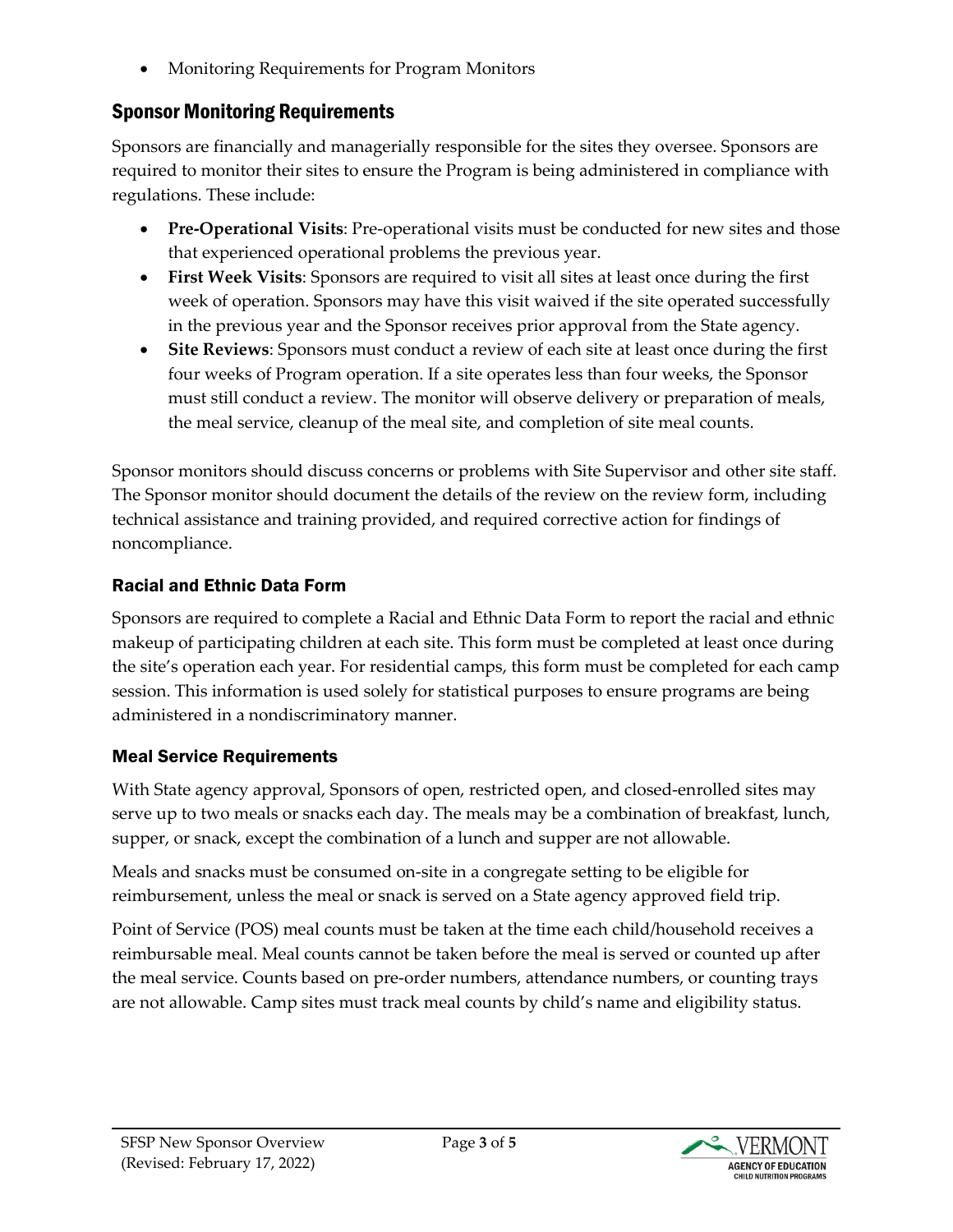- Monitoring Requirements for Program Monitors

## Sponsor Monitoring Requirements

Sponsors are financially and managerially responsible for the sites they oversee. Sponsors are required to monitor their sites to ensure the Program is being administered in compliance with regulations. These include:

- **Pre-Operational Visits**: Pre-operational visits must be conducted for new sites and those that experienced operational problems the previous year.
- **First Week Visits**: Sponsors are required to visit all sites at least once during the first week of operation. Sponsors may have this visit waived if the site operated successfully in the previous year and the Sponsor receives prior approval from the State agency.
- **Site Reviews**: Sponsors must conduct a review of each site at least once during the first four weeks of Program operation. If a site operates less than four weeks, the Sponsor must still conduct a review. The monitor will observe delivery or preparation of meals, the meal service, cleanup of the meal site, and completion of site meal counts.

Sponsor monitors should discuss concerns or problems with Site Supervisor and other site staff. The Sponsor monitor should document the details of the review on the review form, including technical assistance and training provided, and required corrective action for findings of noncompliance.

### Racial and Ethnic Data Form

Sponsors are required to complete a Racial and Ethnic Data Form to report the racial and ethnic makeup of participating children at each site. This form must be completed at least once during the site's operation each year. For residential camps, this form must be completed for each camp session. This information is used solely for statistical purposes to ensure programs are being administered in a nondiscriminatory manner.

### Meal Service Requirements

With State agency approval, Sponsors of open, restricted open, and closed-enrolled sites may serve up to two meals or snacks each day. The meals may be a combination of breakfast, lunch, supper, or snack, except the combination of a lunch and supper are not allowable.

Meals and snacks must be consumed on-site in a congregate setting to be eligible for reimbursement, unless the meal or snack is served on a State agency approved field trip.

Point of Service (POS) meal counts must be taken at the time each child/household receives a reimbursable meal. Meal counts cannot be taken before the meal is served or counted up after the meal service. Counts based on pre-order numbers, attendance numbers, or counting trays are not allowable. Camp sites must track meal counts by child's name and eligibility status.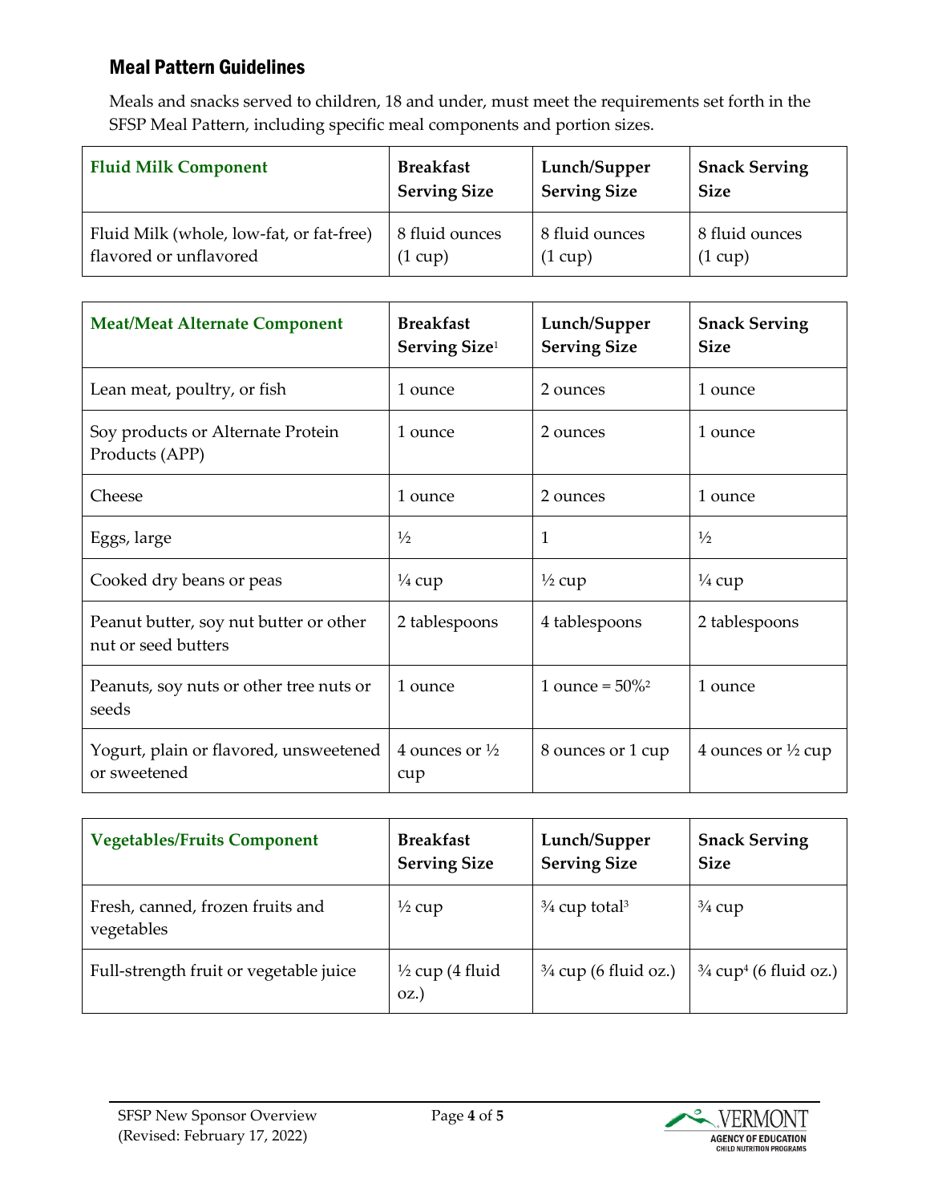## Meal Pattern Guidelines

Meals and snacks served to children, 18 and under, must meet the requirements set forth in the SFSP Meal Pattern, including specific meal components and portion sizes.

| Fluid Milk Component | Breakfast Serving Size | Lunch/Supper Serving Size | Snack Serving Size |
|---|---|---|---|
| Fluid Milk (whole, low-fat, or fat-free) flavored or unflavored | 8 fluid ounces (1 cup) | 8 fluid ounces (1 cup) | 8 fluid ounces (1 cup) |

| Meat/Meat Alternate Component | Breakfast Serving Size[1] | Lunch/Supper Serving Size | Snack Serving Size |
|---|---|---|---|
| Lean meat, poultry, or fish | 1 ounce | 2 ounces | 1 ounce |
| Soy products or Alternate Protein Products (APP) | 1 ounce | 2 ounces | 1 ounce |
| Cheese | 1 ounce | 2 ounces | 1 ounce |
| Eggs, large | ½ | 1 | ½ |
| Cooked dry beans or peas | ¼ cup | ½ cup | ¼ cup |
| Peanut butter, soy nut butter or other nut or seed butters | 2 tablespoons | 4 tablespoons | 2 tablespoons |
| Peanuts, soy nuts or other tree nuts or seeds | 1 ounce | 1 ounce = 50%[2] | 1 ounce |
| Yogurt, plain or flavored, unsweetened or sweetened | 4 ounces or ½ cup | 8 ounces or 1 cup | 4 ounces or ½ cup |

| Vegetables/Fruits Component | Breakfast Serving Size | Lunch/Supper Serving Size | Snack Serving Size |
|---|---|---|---|
| Fresh, canned, frozen fruits and vegetables | ½ cup | ¾ cup total[3] | ¾ cup |
| Full-strength fruit or vegetable juice | ½ cup (4 fluid oz.) | ¾ cup (6 fluid oz.) | ¾ cup[4] (6 fluid oz.) |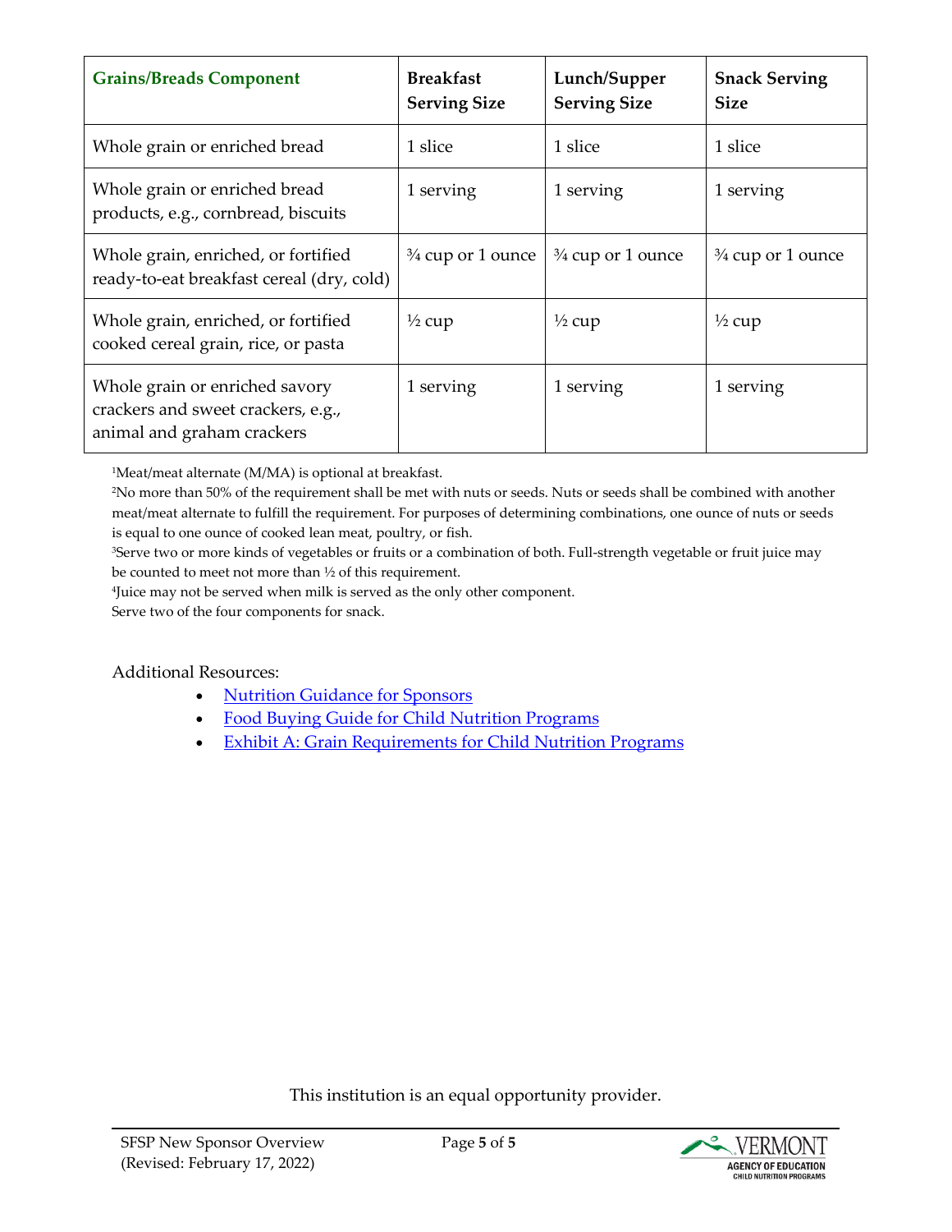| Grains/Breads Component | Breakfast Serving Size | Lunch/Supper Serving Size | Snack Serving Size |
| --- | --- | --- | --- |
| Whole grain or enriched bread | 1 slice | 1 slice | 1 slice |
| Whole grain or enriched bread products, e.g., cornbread, biscuits | 1 serving | 1 serving | 1 serving |
| Whole grain, enriched, or fortified ready-to-eat breakfast cereal (dry, cold) | ¾ cup or 1 ounce | ¾ cup or 1 ounce | ¾ cup or 1 ounce |
| Whole grain, enriched, or fortified cooked cereal grain, rice, or pasta | ½ cup | ½ cup | ½ cup |
| Whole grain or enriched savory crackers and sweet crackers, e.g., animal and graham crackers | 1 serving | 1 serving | 1 serving |

[1]Meat/meat alternate (M/MA) is optional at breakfast.

[2]No more than 50% of the requirement shall be met with nuts or seeds. Nuts or seeds shall be combined with another meat/meat alternate to fulfill the requirement. For purposes of determining combinations, one ounce of nuts or seeds is equal to one ounce of cooked lean meat, poultry, or fish.

[3]Serve two or more kinds of vegetables or fruits or a combination of both. Full-strength vegetable or fruit juice may be counted to meet not more than ½ of this requirement.

[4]Juice may not be served when milk is served as the only other component.

Serve two of the four components for snack.

Additional Resources:

- Nutrition Guidance for Sponsors
- Food Buying Guide for Child Nutrition Programs
- Exhibit A: Grain Requirements for Child Nutrition Programs

This institution is an equal opportunity provider.

SFSP New Sponsor Overview
(Revised: February 17, 2022)